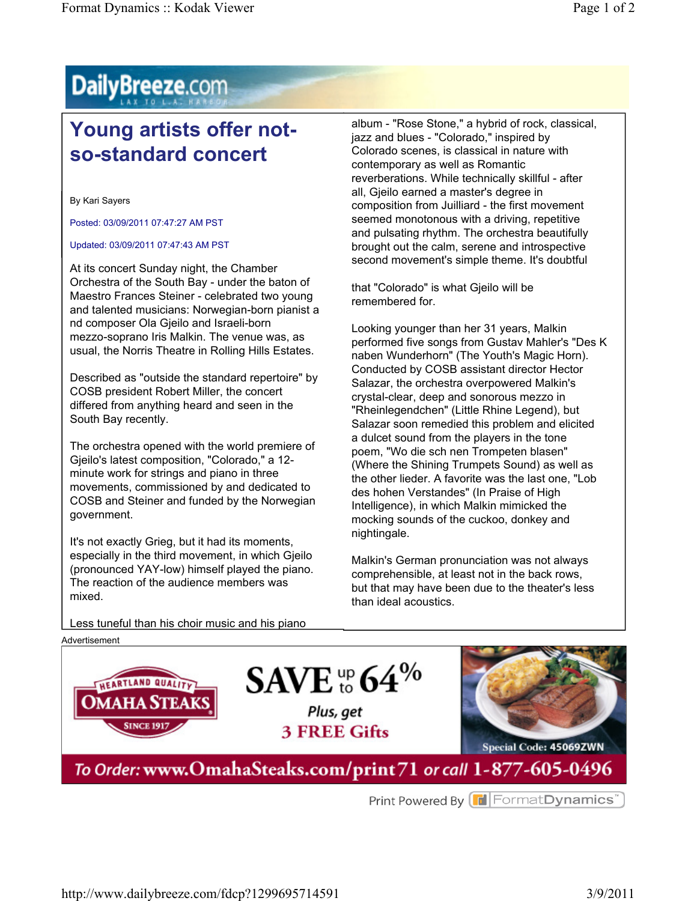# Young artists offer not-so-standard concert

By Kari Sayers

Posted: 03/09/2011 07:47:27 AM PST

Updated: 03/09/2011 07:47:43 AM PST

At its concert Sunday night, the Chamber Orchestra of the South Bay - under the baton of Maestro Frances Steiner - celebrated two young and talented musicians: Norwegian-born pianist and composer Ola Gjeilo and Israeli-born mezzo-soprano Iris Malkin. The venue was, as usual, the Norris Theatre in Rolling Hills Estates.

Described as "outside the standard repertoire" by COSB president Robert Miller, the concert differed from anything heard and seen in the South Bay recently.

The orchestra opened with the world premiere of Gjeilo's latest composition, "Colorado," a 12-minute work for strings and piano in three movements, commissioned by and dedicated to COSB and Steiner and funded by the Norwegian government.

It's not exactly Grieg, but it had its moments, especially in the third movement, in which Gjeilo (pronounced YAY-low) himself played the piano. The reaction of the audience members was mixed.

Less tuneful than his choir music and his piano album - "Rose Stone," a hybrid of rock, classical, jazz and blues - "Colorado," inspired by Colorado scenes, is classical in nature with contemporary as well as Romantic reverberations. While technically skillful - after all, Gjeilo earned a master's degree in composition from Juilliard - the first movement seemed monotonous with a driving, repetitive and pulsating rhythm. The orchestra beautifully brought out the calm, serene and introspective second movement's simple theme. It's doubtful that "Colorado" is what Gjeilo will be remembered for.

Looking younger than her 31 years, Malkin performed five songs from Gustav Mahler's "Des Knaben Wunderhorn" (The Youth's Magic Horn). Conducted by COSB assistant director Hector Salazar, the orchestra overpowered Malkin's crystal-clear, deep and sonorous mezzo in "Rheinlegendchen" (Little Rhine Legend), but Salazar soon remedied this problem and elicited a dulcet sound from the players in the tone poem, "Wo die sch nen Trompeten blasen" (Where the Shining Trumpets Sound) as well as the other lieder. A favorite was the last one, "Lob des hohen Verstandes" (In Praise of High Intelligence), in which Malkin mimicked the mocking sounds of the cuckoo, donkey and nightingale.

Malkin's German pronunciation was not always comprehensible, at least not in the back rows, but that may have been due to the theater's less than ideal acoustics.

Advertisement

HEARTLAND QUALITY OMAHA STEAKS SINCE 1917

SAVE up to 64%

Plus, get 3 FREE Gifts

Special Code: 45069ZWN

To Order: www.OmahaSteaks.com/print71 or call 1-877-605-0496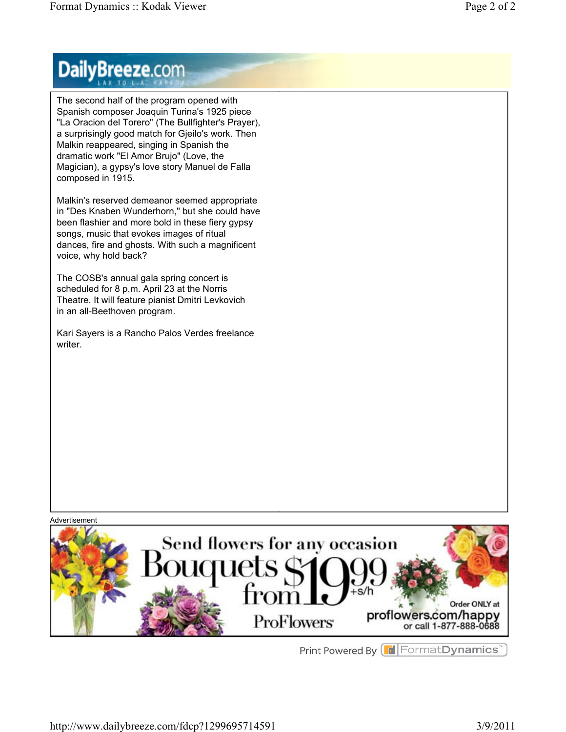The second half of the program opened with Spanish composer Joaquin Turina's 1925 piece "La Oracion del Torero" (The Bullfighter's Prayer), a surprisingly good match for Gjeilo's work. Then Malkin reappeared, singing in Spanish the dramatic work "El Amor Brujo" (Love, the Magician), a gypsy's love story Manuel de Falla composed in 1915.

Malkin's reserved demeanor seemed appropriate in "Des Knaben Wunderhorn," but she could have been flashier and more bold in these fiery gypsy songs, music that evokes images of ritual dances, fire and ghosts. With such a magnificent voice, why hold back?

The COSB's annual gala spring concert is scheduled for 8 p.m. April 23 at the Norris Theatre. It will feature pianist Dmitri Levkovich in an all-Beethoven program.

Kari Sayers is a Rancho Palos Verdes freelance writer.